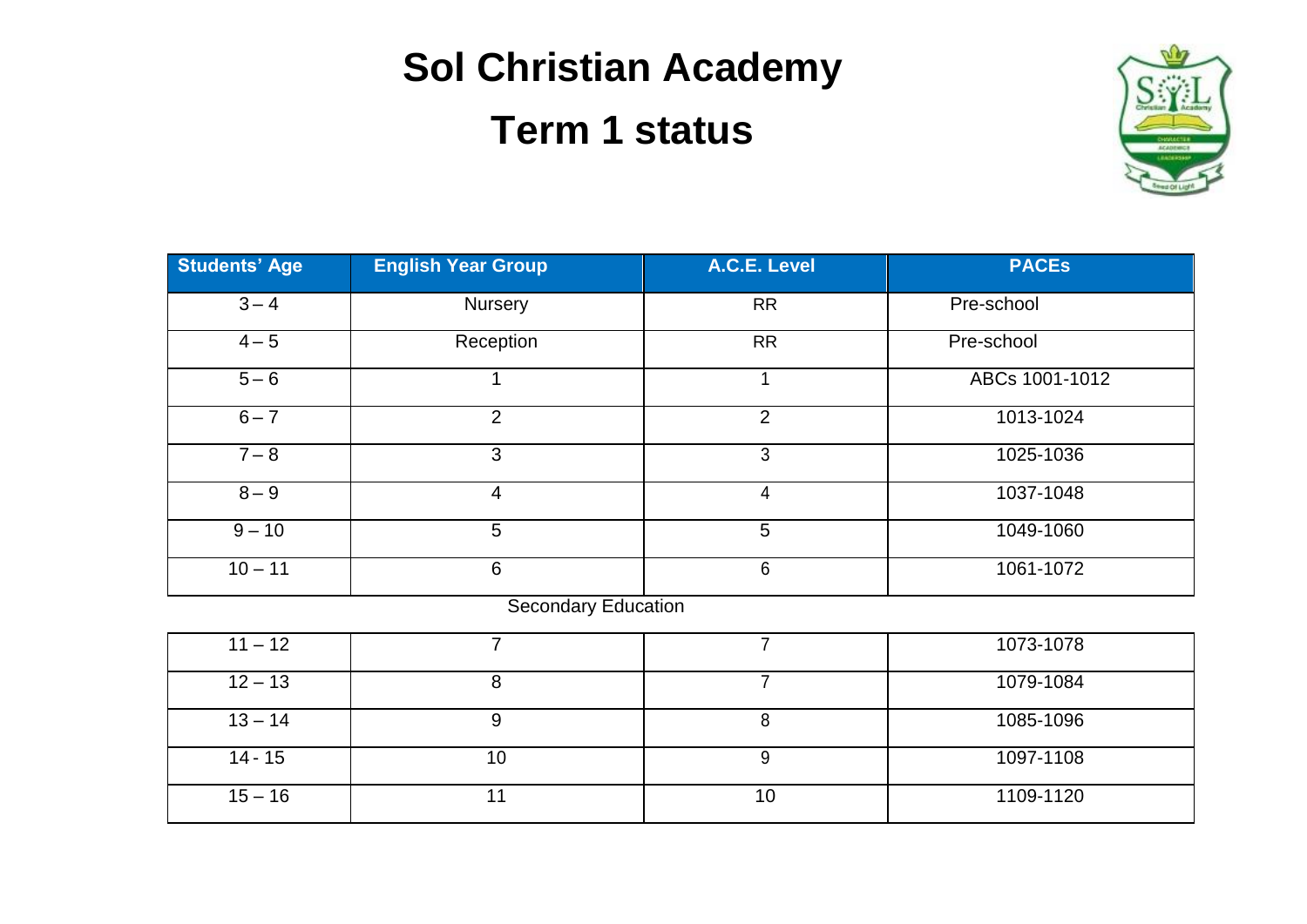# Sol Christian Academy

## Term 1 status

| Students' Age | English Year Group | A.C.E. Level | PACEs |
|---|---|---|---|
| 3 – 4 | Nursery | RR | Pre-school |
| 4 – 5 | Reception | RR | Pre-school |
| 5 – 6 | 1 | 1 | ABCs 1001-1012 |
| 6 – 7 | 2 | 2 | 1013-1024 |
| 7 – 8 | 3 | 3 | 1025-1036 |
| 8 – 9 | 4 | 4 | 1037-1048 |
| 9 – 10 | 5 | 5 | 1049-1060 |
| 10 – 11 | 6 | 6 | 1061-1072 |
| Secondary Education | | | |
| 11 – 12 | 7 | 7 | 1073-1078 |
| 12 – 13 | 8 | 7 | 1079-1084 |
| 13 – 14 | 9 | 8 | 1085-1096 |
| 14 - 15 | 10 | 9 | 1097-1108 |
| 15 – 16 | 11 | 10 | 1109-1120 |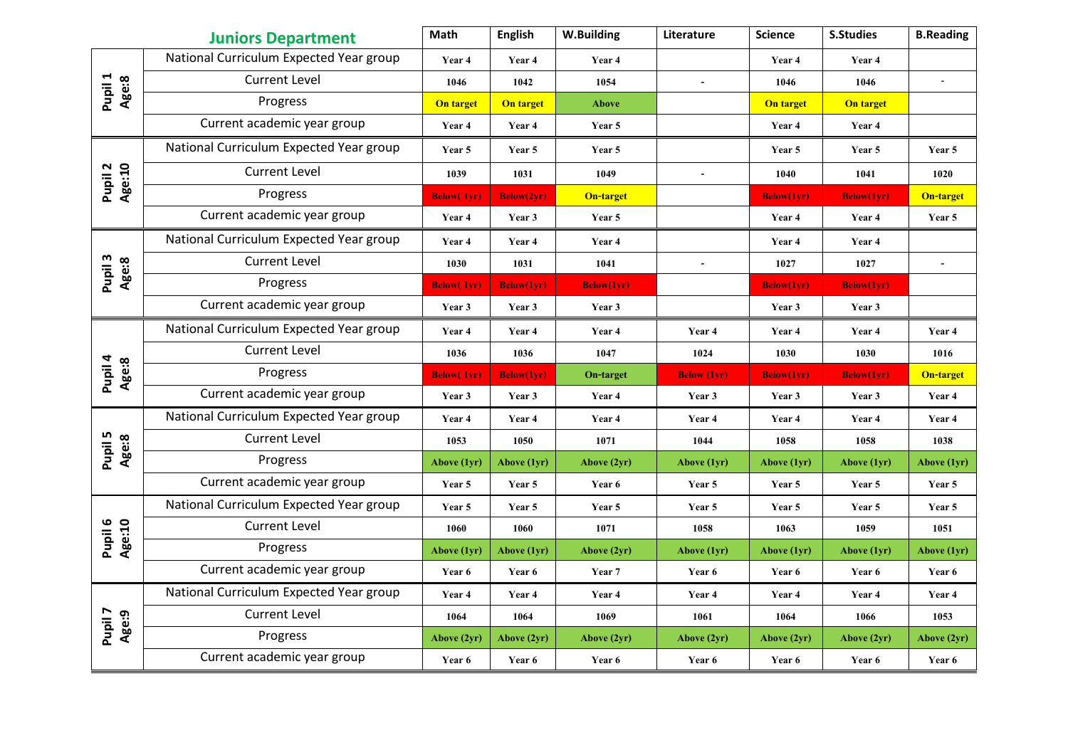| Juniors Department | | Math | English | W.Building | Literature | Science | S.Studies | B.Reading |
|---|---|---|---|---|---|---|---|---|
| Pupil 1 Age:8 | National Curriculum Expected Year group | Year 4 | Year 4 | Year 4 | | Year 4 | Year 4 | |
| | Current Level | 1046 | 1042 | 1054 | - | 1046 | 1046 | - |
| | Progress | On target | On target | Above | | On target | On target | |
| | Current academic year group | Year 4 | Year 4 | Year 5 | | Year 4 | Year 4 | |
| Pupil 2 Age:10 | National Curriculum Expected Year group | Year 5 | Year 5 | Year 5 | | Year 5 | Year 5 | Year 5 |
| | Current Level | 1039 | 1031 | 1049 | - | 1040 | 1041 | 1020 |
| | Progress | Below( 1yr) | Below(2yr) | On-target | | Below(1yr) | Below(1yr) | On-target |
| | Current academic year group | Year 4 | Year 3 | Year 5 | | Year 4 | Year 4 | Year 5 |
| Pupil 3 Age:8 | National Curriculum Expected Year group | Year 4 | Year 4 | Year 4 | | Year 4 | Year 4 | |
| | Current Level | 1030 | 1031 | 1041 | - | 1027 | 1027 | - |
| | Progress | Below( 1yr) | Below(1yr) | Below(1yr) | | Below(1yr) | Below(1yr) | |
| | Current academic year group | Year 3 | Year 3 | Year 3 | | Year 3 | Year 3 | |
| Pupil 4 Age:8 | National Curriculum Expected Year group | Year 4 | Year 4 | Year 4 | Year 4 | Year 4 | Year 4 | Year 4 |
| | Current Level | 1036 | 1036 | 1047 | 1024 | 1030 | 1030 | 1016 |
| | Progress | Below( 1yr) | Below(1yr) | On-target | Below (1yr) | Below(1yr) | Below(1yr) | On-target |
| | Current academic year group | Year 3 | Year 3 | Year 4 | Year 3 | Year 3 | Year 3 | Year 4 |
| Pupil 5 Age:8 | National Curriculum Expected Year group | Year 4 | Year 4 | Year 4 | Year 4 | Year 4 | Year 4 | Year 4 |
| | Current Level | 1053 | 1050 | 1071 | 1044 | 1058 | 1058 | 1038 |
| | Progress | Above (1yr) | Above (1yr) | Above (2yr) | Above (1yr) | Above (1yr) | Above (1yr) | Above (1yr) |
| | Current academic year group | Year 5 | Year 5 | Year 6 | Year 5 | Year 5 | Year 5 | Year 5 |
| Pupil 6 Age:10 | National Curriculum Expected Year group | Year 5 | Year 5 | Year 5 | Year 5 | Year 5 | Year 5 | Year 5 |
| | Current Level | 1060 | 1060 | 1071 | 1058 | 1063 | 1059 | 1051 |
| | Progress | Above (1yr) | Above (1yr) | Above (2yr) | Above (1yr) | Above (1yr) | Above (1yr) | Above (1yr) |
| | Current academic year group | Year 6 | Year 6 | Year 7 | Year 6 | Year 6 | Year 6 | Year 6 |
| Pupil 7 Age:9 | National Curriculum Expected Year group | Year 4 | Year 4 | Year 4 | Year 4 | Year 4 | Year 4 | Year 4 |
| | Current Level | 1064 | 1064 | 1069 | 1061 | 1064 | 1066 | 1053 |
| | Progress | Above (2yr) | Above (2yr) | Above (2yr) | Above (2yr) | Above (2yr) | Above (2yr) | Above (2yr) |
| | Current academic year group | Year 6 | Year 6 | Year 6 | Year 6 | Year 6 | Year 6 | Year 6 |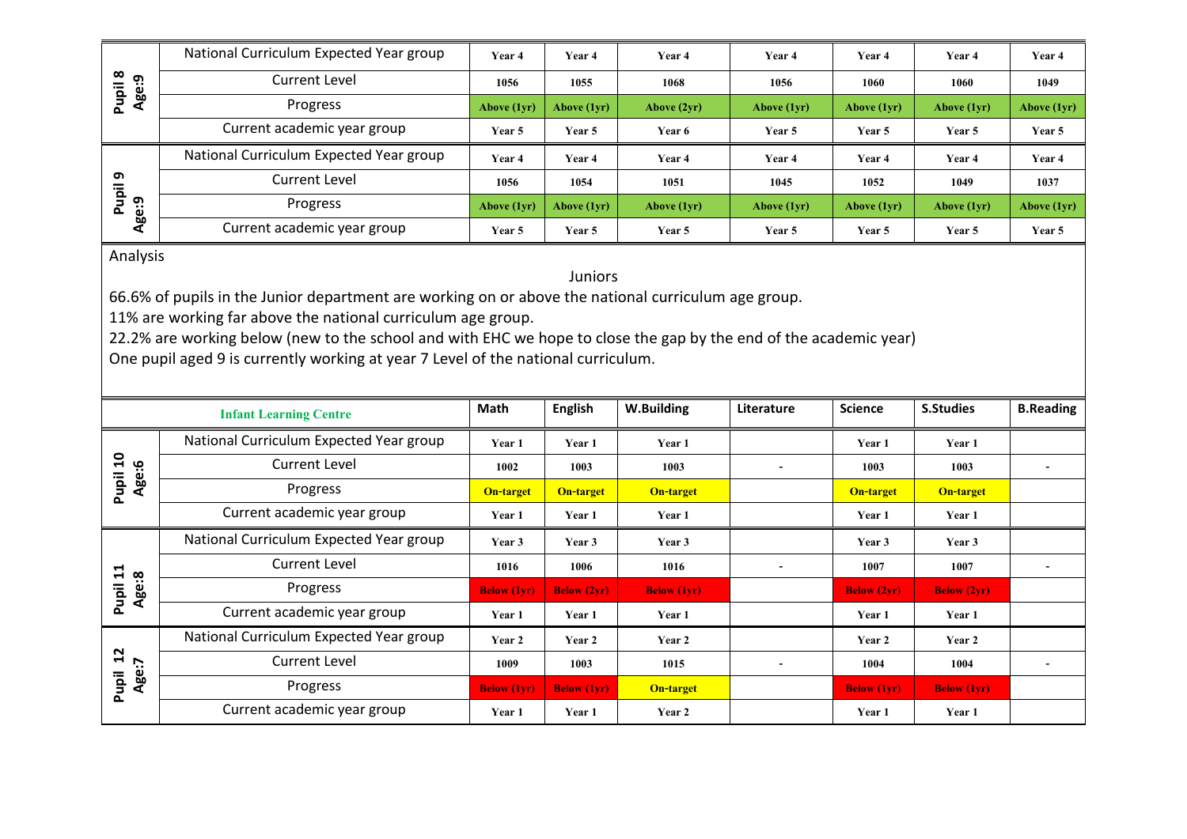| | | | | | | | | |
|---|---|---|---|---|---|---|---|---|
| Pupil 8 Age:9 | National Curriculum Expected Year group | Year 4 | Year 4 | Year 4 | Year 4 | Year 4 | Year 4 | Year 4 |
| | Current Level | 1056 | 1055 | 1068 | 1056 | 1060 | 1060 | 1049 |
| | Progress | Above (1yr) | Above (1yr) | Above (2yr) | Above (1yr) | Above (1yr) | Above (1yr) | Above (1yr) |
| | Current academic year group | Year 5 | Year 5 | Year 6 | Year 5 | Year 5 | Year 5 | Year 5 |
| Pupil 9 Age:9 | National Curriculum Expected Year group | Year 4 | Year 4 | Year 4 | Year 4 | Year 4 | Year 4 | Year 4 |
| | Current Level | 1056 | 1054 | 1051 | 1045 | 1052 | 1049 | 1037 |
| | Progress | Above (1yr) | Above (1yr) | Above (1yr) | Above (1yr) | Above (1yr) | Above (1yr) | Above (1yr) |
| | Current academic year group | Year 5 | Year 5 | Year 5 | Year 5 | Year 5 | Year 5 | Year 5 |

Analysis

Juniors

66.6% of pupils in the Junior department are working on or above the national curriculum age group.

11% are working far above the national curriculum age group.

22.2% are working below (new to the school and with EHC we hope to close the gap by the end of the academic year)

One pupil aged 9 is currently working at year 7 Level of the national curriculum.

| Infant Learning Centre | | Math | English | W.Building | Literature | Science | S.Studies | B.Reading |
|---|---|---|---|---|---|---|---|---|
| Pupil 10 Age:6 | National Curriculum Expected Year group | Year 1 | Year 1 | Year 1 | | Year 1 | Year 1 | |
| | Current Level | 1002 | 1003 | 1003 | - | 1003 | 1003 | - |
| | Progress | On-target | On-target | On-target | | On-target | On-target | |
| | Current academic year group | Year 1 | Year 1 | Year 1 | | Year 1 | Year 1 | |
| Pupil 11 Age:8 | National Curriculum Expected Year group | Year 3 | Year 3 | Year 3 | | Year 3 | Year 3 | |
| | Current Level | 1016 | 1006 | 1016 | - | 1007 | 1007 | - |
| | Progress | Below (1yr) | Below (2yr) | Below (1yr) | | Below (2yr) | Below (2yr) | |
| | Current academic year group | Year 1 | Year 1 | Year 1 | | Year 1 | Year 1 | |
| Pupil 12 Age:7 | National Curriculum Expected Year group | Year 2 | Year 2 | Year 2 | | Year 2 | Year 2 | |
| | Current Level | 1009 | 1003 | 1015 | - | 1004 | 1004 | - |
| | Progress | Below (1yr) | Below (1yr) | On-target | | Below (1yr) | Below (1yr) | |
| | Current academic year group | Year 1 | Year 1 | Year 2 | | Year 1 | Year 1 | |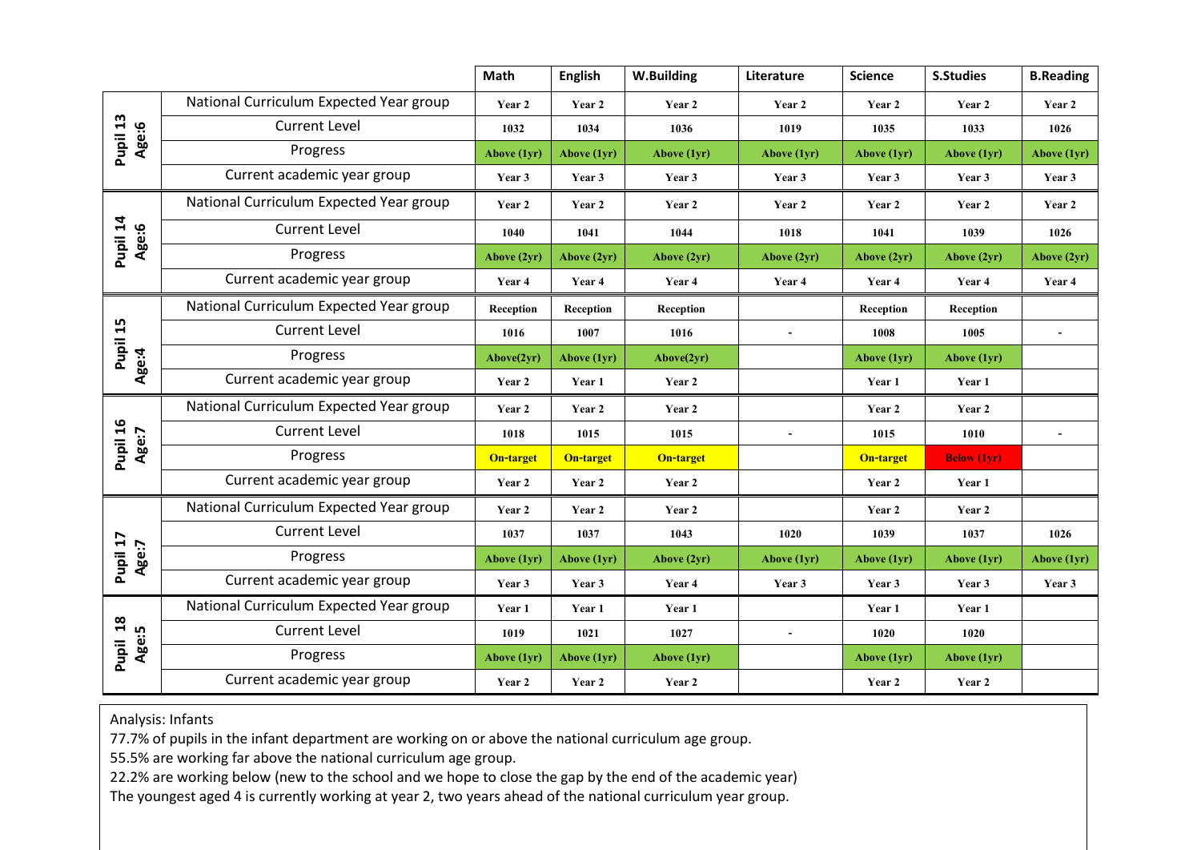| | | Math | English | W.Building | Literature | Science | S.Studies | B.Reading |
|---|---|---|---|---|---|---|---|---|
| **Pupil 13 Age:6** | National Curriculum Expected Year group | Year 2 | Year 2 | Year 2 | Year 2 | Year 2 | Year 2 | Year 2 |
| | Current Level | 1032 | 1034 | 1036 | 1019 | 1035 | 1033 | 1026 |
| | Progress | Above (1yr) | Above (1yr) | Above (1yr) | Above (1yr) | Above (1yr) | Above (1yr) | Above (1yr) |
| | Current academic year group | Year 3 | Year 3 | Year 3 | Year 3 | Year 3 | Year 3 | Year 3 |
| **Pupil 14 Age:6** | National Curriculum Expected Year group | Year 2 | Year 2 | Year 2 | Year 2 | Year 2 | Year 2 | Year 2 |
| | Current Level | 1040 | 1041 | 1044 | 1018 | 1041 | 1039 | 1026 |
| | Progress | Above (2yr) | Above (2yr) | Above (2yr) | Above (2yr) | Above (2yr) | Above (2yr) | Above (2yr) |
| | Current academic year group | Year 4 | Year 4 | Year 4 | Year 4 | Year 4 | Year 4 | Year 4 |
| **Pupil 15 Age:4** | National Curriculum Expected Year group | Reception | Reception | Reception | | Reception | Reception | |
| | Current Level | 1016 | 1007 | 1016 | - | 1008 | 1005 | - |
| | Progress | Above(2yr) | Above (1yr) | Above(2yr) | | Above (1yr) | Above (1yr) | |
| | Current academic year group | Year 2 | Year 1 | Year 2 | | Year 1 | Year 1 | |
| **Pupil 16 Age:7** | National Curriculum Expected Year group | Year 2 | Year 2 | Year 2 | | Year 2 | Year 2 | |
| | Current Level | 1018 | 1015 | 1015 | - | 1015 | 1010 | - |
| | Progress | On-target | On-target | On-target | | On-target | Below (1yr) | |
| | Current academic year group | Year 2 | Year 2 | Year 2 | | Year 2 | Year 1 | |
| **Pupil 17 Age:7** | National Curriculum Expected Year group | Year 2 | Year 2 | Year 2 | | Year 2 | Year 2 | |
| | Current Level | 1037 | 1037 | 1043 | 1020 | 1039 | 1037 | 1026 |
| | Progress | Above (1yr) | Above (1yr) | Above (2yr) | Above (1yr) | Above (1yr) | Above (1yr) | Above (1yr) |
| | Current academic year group | Year 3 | Year 3 | Year 4 | Year 3 | Year 3 | Year 3 | Year 3 |
| **Pupil 18 Age:5** | National Curriculum Expected Year group | Year 1 | Year 1 | Year 1 | | Year 1 | Year 1 | |
| | Current Level | 1019 | 1021 | 1027 | - | 1020 | 1020 | |
| | Progress | Above (1yr) | Above (1yr) | Above (1yr) | | Above (1yr) | Above (1yr) | |
| | Current academic year group | Year 2 | Year 2 | Year 2 | | Year 2 | Year 2 | |

Analysis: Infants

77.7% of pupils in the infant department are working on or above the national curriculum age group.

55.5% are working far above the national curriculum age group.

22.2% are working below (new to the school and we hope to close the gap by the end of the academic year)

The youngest aged 4 is currently working at year 2, two years ahead of the national curriculum year group.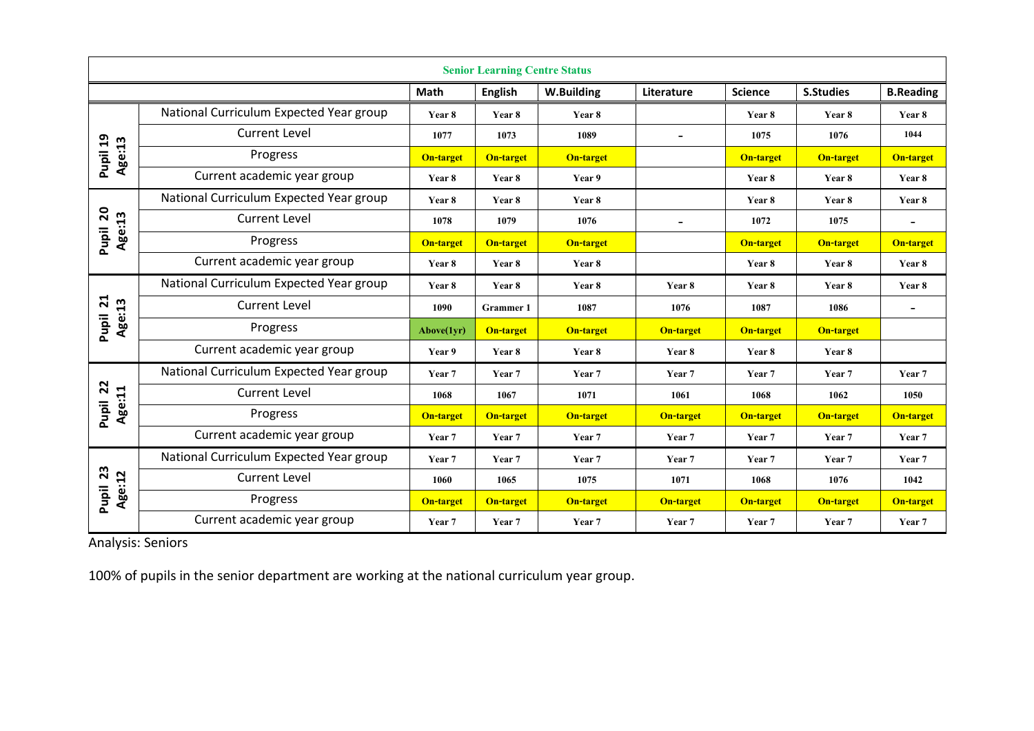| Senior Learning Centre Status | | | | | | | | |
|---|---|---|---|---|---|---|---|---|
| | | Math | English | W.Building | Literature | Science | S.Studies | B.Reading |
| Pupil 19 Age:13 | National Curriculum Expected Year group | Year 8 | Year 8 | Year 8 | | Year 8 | Year 8 | Year 8 |
| | Current Level | 1077 | 1073 | 1089 | - | 1075 | 1076 | 1044 |
| | Progress | On-target | On-target | On-target | | On-target | On-target | On-target |
| | Current academic year group | Year 8 | Year 8 | Year 9 | | Year 8 | Year 8 | Year 8 |
| Pupil 20 Age:13 | National Curriculum Expected Year group | Year 8 | Year 8 | Year 8 | | Year 8 | Year 8 | Year 8 |
| | Current Level | 1078 | 1079 | 1076 | - | 1072 | 1075 | - |
| | Progress | On-target | On-target | On-target | | On-target | On-target | On-target |
| | Current academic year group | Year 8 | Year 8 | Year 8 | | Year 8 | Year 8 | Year 8 |
| Pupil 21 Age:13 | National Curriculum Expected Year group | Year 8 | Year 8 | Year 8 | Year 8 | Year 8 | Year 8 | Year 8 |
| | Current Level | 1090 | Grammer 1 | 1087 | 1076 | 1087 | 1086 | - |
| | Progress | Above(1yr) | On-target | On-target | On-target | On-target | On-target | |
| | Current academic year group | Year 9 | Year 8 | Year 8 | Year 8 | Year 8 | Year 8 | |
| Pupil 22 Age:11 | National Curriculum Expected Year group | Year 7 | Year 7 | Year 7 | Year 7 | Year 7 | Year 7 | Year 7 |
| | Current Level | 1068 | 1067 | 1071 | 1061 | 1068 | 1062 | 1050 |
| | Progress | On-target | On-target | On-target | On-target | On-target | On-target | On-target |
| | Current academic year group | Year 7 | Year 7 | Year 7 | Year 7 | Year 7 | Year 7 | Year 7 |
| Pupil 23 Age:12 | National Curriculum Expected Year group | Year 7 | Year 7 | Year 7 | Year 7 | Year 7 | Year 7 | Year 7 |
| | Current Level | 1060 | 1065 | 1075 | 1071 | 1068 | 1076 | 1042 |
| | Progress | On-target | On-target | On-target | On-target | On-target | On-target | On-target |
| | Current academic year group | Year 7 | Year 7 | Year 7 | Year 7 | Year 7 | Year 7 | Year 7 |

Analysis: Seniors

100% of pupils in the senior department are working at the national curriculum year group.